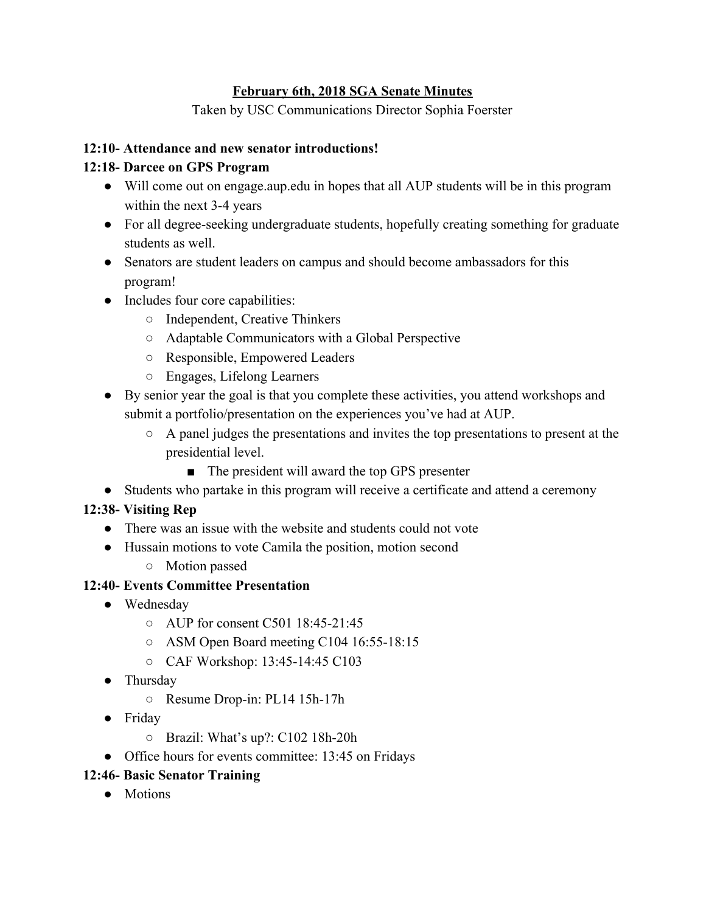# February 6th, 2018 SGA Senate Minutes

Taken by USC Communications Director Sophia Foerster

**12:10- Attendance and new senator introductions!**

**12:18- Darcee on GPS Program**

- Will come out on engage.aup.edu in hopes that all AUP students will be in this program within the next 3-4 years
- For all degree-seeking undergraduate students, hopefully creating something for graduate students as well.
- Senators are student leaders on campus and should become ambassadors for this program!
- Includes four core capabilities:
  - Independent, Creative Thinkers
  - Adaptable Communicators with a Global Perspective
  - Responsible, Empowered Leaders
  - Engages, Lifelong Learners
- By senior year the goal is that you complete these activities, you attend workshops and submit a portfolio/presentation on the experiences you've had at AUP.
  - A panel judges the presentations and invites the top presentations to present at the presidential level.
    - The president will award the top GPS presenter
- Students who partake in this program will receive a certificate and attend a ceremony

**12:38- Visiting Rep**

- There was an issue with the website and students could not vote
- Hussain motions to vote Camila the position, motion second
  - Motion passed

**12:40- Events Committee Presentation**

- Wednesday
  - AUP for consent C501 18:45-21:45
  - ASM Open Board meeting C104 16:55-18:15
  - CAF Workshop: 13:45-14:45 C103
- Thursday
  - Resume Drop-in: PL14 15h-17h
- Friday
  - Brazil: What's up?: C102 18h-20h
- Office hours for events committee: 13:45 on Fridays

**12:46- Basic Senator Training**

- Motions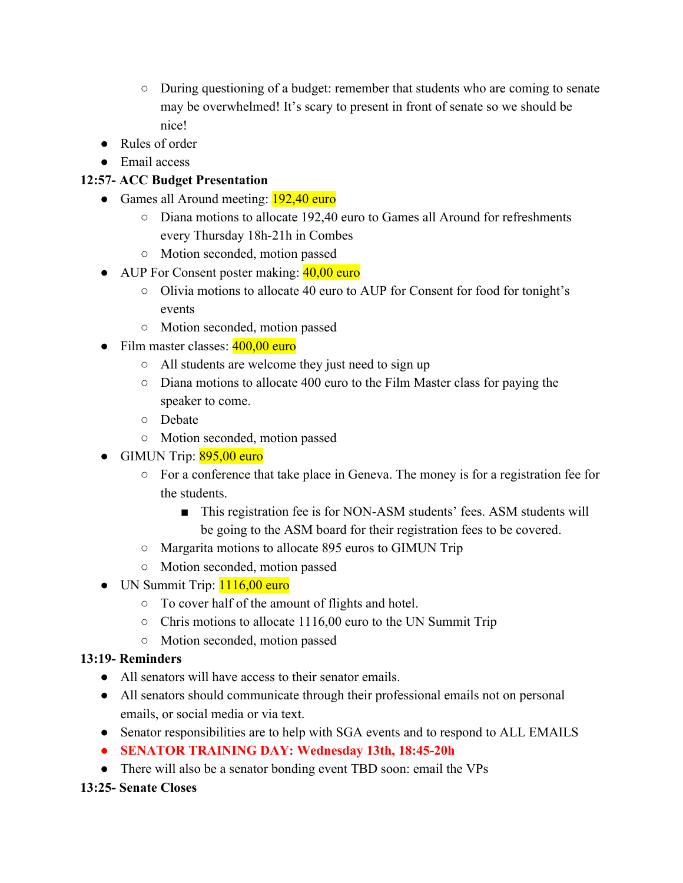- During questioning of a budget: remember that students who are coming to senate may be overwhelmed! It's scary to present in front of senate so we should be nice!
- Rules of order
- Email access

**12:57- ACC Budget Presentation**

- Games all Around meeting: 192,40 euro
    - Diana motions to allocate 192,40 euro to Games all Around for refreshments every Thursday 18h-21h in Combes
    - Motion seconded, motion passed
- AUP For Consent poster making: 40,00 euro
    - Olivia motions to allocate 40 euro to AUP for Consent for food for tonight's events
    - Motion seconded, motion passed
- Film master classes: 400,00 euro
    - All students are welcome they just need to sign up
    - Diana motions to allocate 400 euro to the Film Master class for paying the speaker to come.
    - Debate
    - Motion seconded, motion passed
- GIMUN Trip: 895,00 euro
    - For a conference that take place in Geneva. The money is for a registration fee for the students.
        - This registration fee is for NON-ASM students' fees. ASM students will be going to the ASM board for their registration fees to be covered.
    - Margarita motions to allocate 895 euros to GIMUN Trip
    - Motion seconded, motion passed
- UN Summit Trip: 1116,00 euro
    - To cover half of the amount of flights and hotel.
    - Chris motions to allocate 1116,00 euro to the UN Summit Trip
    - Motion seconded, motion passed

**13:19- Reminders**

- All senators will have access to their senator emails.
- All senators should communicate through their professional emails not on personal emails, or social media or via text.
- Senator responsibilities are to help with SGA events and to respond to ALL EMAILS
- **SENATOR TRAINING DAY: Wednesday 13th, 18:45-20h**
- There will also be a senator bonding event TBD soon: email the VPs

**13:25- Senate Closes**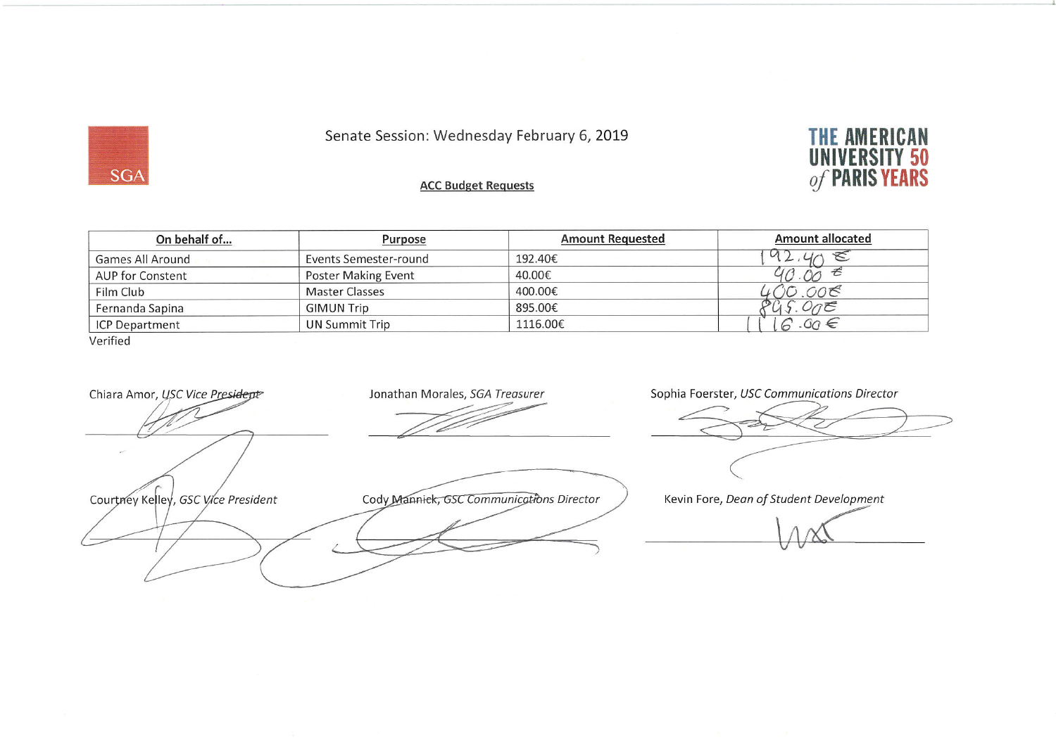SGA

Senate Session: Wednesday February 6, 2019

THE AMERICAN UNIVERSITY of PARIS 50 YEARS

**ACC Budget Requests**

| On behalf of... | Purpose | Amount Requested | Amount allocated |
|---|---|---|---|
| Games All Around | Events Semester-round | 192.40€ | 192.40 € |
| AUP for Constent | Poster Making Event | 40.00€ | 40.00 € |
| Film Club | Master Classes | 400.00€ | 400.00€ |
| Fernanda Sapina | GIMUN Trip | 895.00€ | 895.00€ |
| ICP Department | UN Summit Trip | 1116.00€ | 1116.00 € |

Verified

Chiara Amor, *USC Vice President*

Jonathan Morales, *SGA Treasurer*

Sophia Foerster, *USC Communications Director*

Courtney Kelley, *GSC Vice President*

Cody Mannick, *GSC Communications Director*

Kevin Fore, *Dean of Student Development*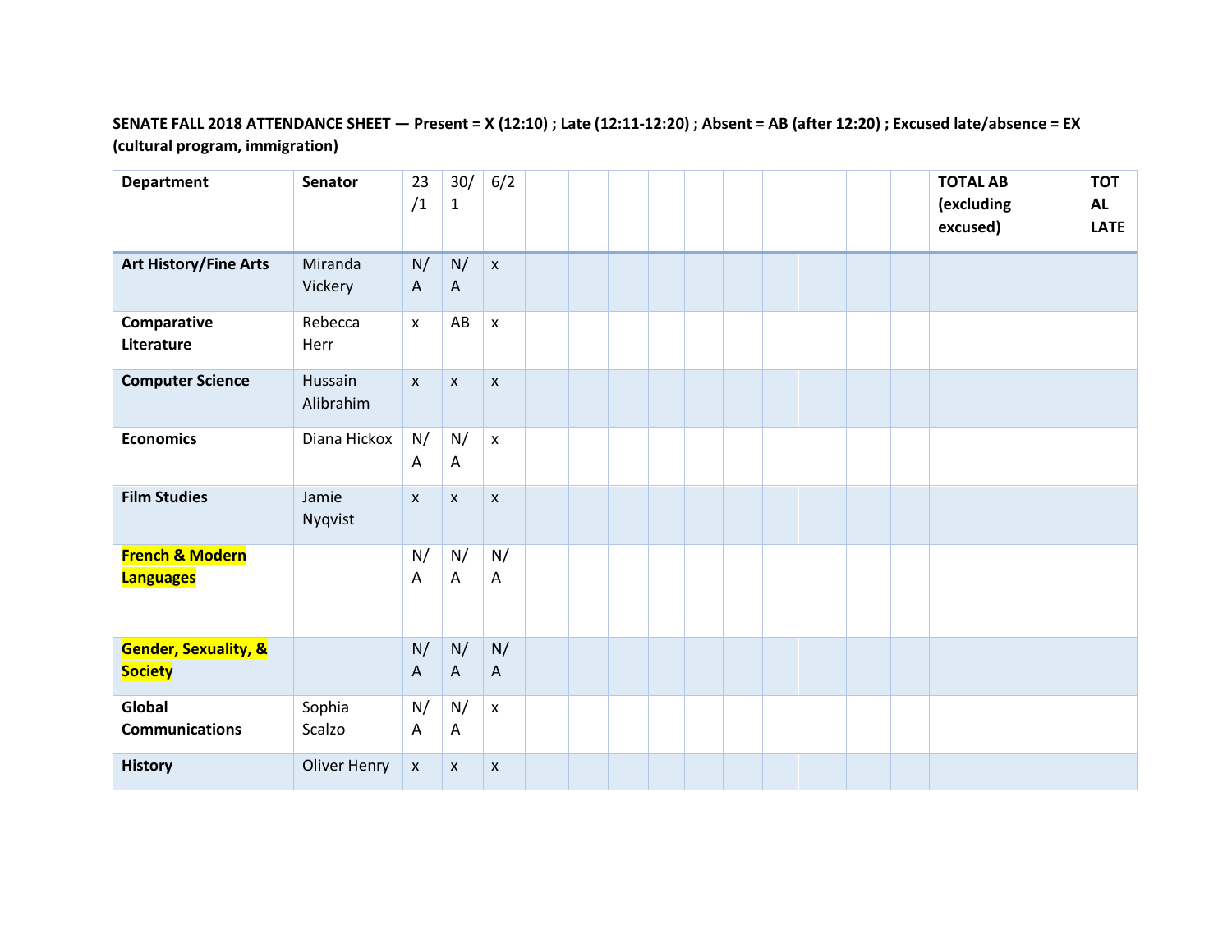**SENATE FALL 2018 ATTENDANCE SHEET — Present = X (12:10) ; Late (12:11-12:20) ; Absent = AB (after 12:20) ; Excused late/absence = EX (cultural program, immigration)**

| Department | Senator | 23/1 | 30/1 | 6/2 | | | | | | | | | | TOTAL AB (excluding excused) | TOTAL LATE |
|---|---|---|---|---|---|---|---|---|---|---|---|---|---|---|---|
| **Art History/Fine Arts** | Miranda Vickery | N/A | N/A | x | | | | | | | | | | | |
| **Comparative Literature** | Rebecca Herr | x | AB | x | | | | | | | | | | | |
| **Computer Science** | Hussain Alibrahim | x | x | x | | | | | | | | | | | |
| **Economics** | Diana Hickox | N/A | N/A | x | | | | | | | | | | | |
| **Film Studies** | Jamie Nyqvist | x | x | x | | | | | | | | | | | |
| **French & Modern Languages** | | N/A | N/A | N/A | | | | | | | | | | | |
| **Gender, Sexuality, & Society** | | N/A | N/A | N/A | | | | | | | | | | | |
| **Global Communications** | Sophia Scalzo | N/A | N/A | x | | | | | | | | | | | |
| **History** | Oliver Henry | x | x | x | | | | | | | | | | | |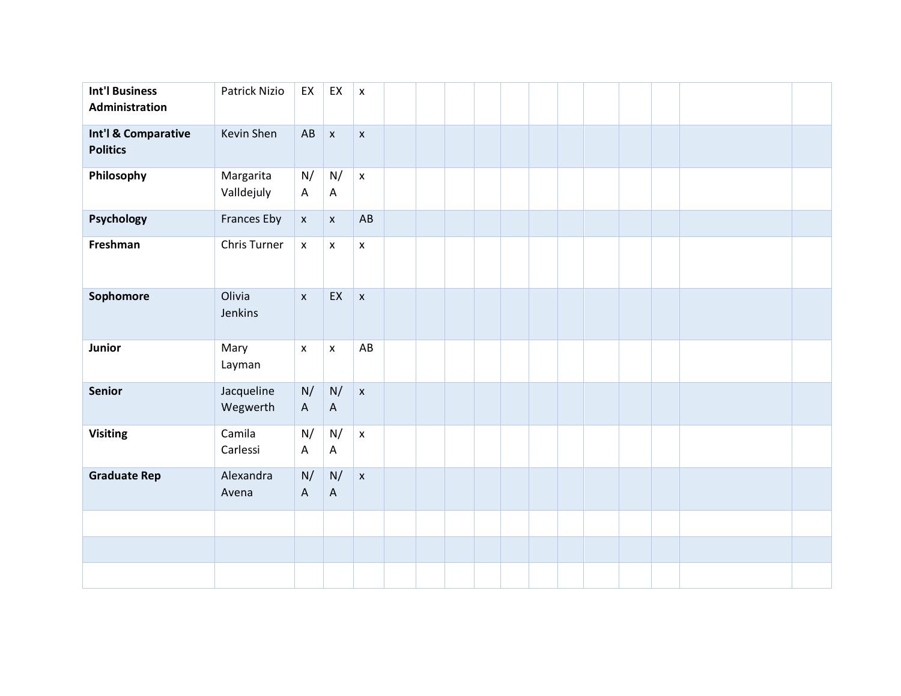| | | | | | | | | | | | | | | | | |
|---|---|---|---|---|---|---|---|---|---|---|---|---|---|---|---|---|
| **Int'l Business Administration** | Patrick Nizio | EX | EX | x | | | | | | | | | | | | |
| **Int'l & Comparative Politics** | Kevin Shen | AB | x | x | | | | | | | | | | | | |
| **Philosophy** | Margarita Valldejuly | N/A | N/A | x | | | | | | | | | | | | |
| **Psychology** | Frances Eby | x | x | AB | | | | | | | | | | | | |
| **Freshman** | Chris Turner | x | x | x | | | | | | | | | | | | |
| **Sophomore** | Olivia Jenkins | x | EX | x | | | | | | | | | | | | |
| **Junior** | Mary Layman | x | x | AB | | | | | | | | | | | | |
| **Senior** | Jacqueline Wegwerth | N/A | N/A | x | | | | | | | | | | | | |
| **Visiting** | Camila Carlessi | N/A | N/A | x | | | | | | | | | | | | |
| **Graduate Rep** | Alexandra Avena | N/A | N/A | x | | | | | | | | | | | | |
| | | | | | | | | | | | | | | | | |
| | | | | | | | | | | | | | | | | |
| | | | | | | | | | | | | | | | | |